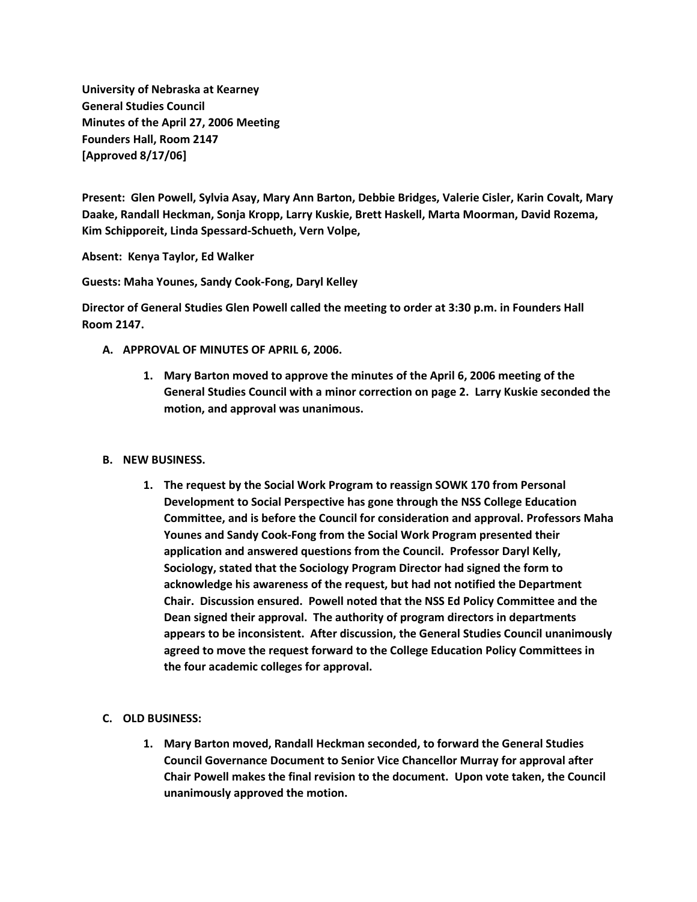**University of Nebraska at Kearney**
**General Studies Council**
**Minutes of the April 27, 2006 Meeting**
**Founders Hall, Room 2147**
**[Approved 8/17/06]**

**Present: Glen Powell, Sylvia Asay, Mary Ann Barton, Debbie Bridges, Valerie Cisler, Karin Covalt, Mary Daake, Randall Heckman, Sonja Kropp, Larry Kuskie, Brett Haskell, Marta Moorman, David Rozema, Kim Schipporeit, Linda Spessard-Schueth, Vern Volpe,**

**Absent: Kenya Taylor, Ed Walker**

**Guests: Maha Younes, Sandy Cook-Fong, Daryl Kelley**

**Director of General Studies Glen Powell called the meeting to order at 3:30 p.m. in Founders Hall Room 2147.**

**A. APPROVAL OF MINUTES OF APRIL 6, 2006.**

1. **Mary Barton moved to approve the minutes of the April 6, 2006 meeting of the General Studies Council with a minor correction on page 2. Larry Kuskie seconded the motion, and approval was unanimous.**

**B. NEW BUSINESS.**

1. **The request by the Social Work Program to reassign SOWK 170 from Personal Development to Social Perspective has gone through the NSS College Education Committee, and is before the Council for consideration and approval. Professors Maha Younes and Sandy Cook-Fong from the Social Work Program presented their application and answered questions from the Council. Professor Daryl Kelly, Sociology, stated that the Sociology Program Director had signed the form to acknowledge his awareness of the request, but had not notified the Department Chair. Discussion ensured. Powell noted that the NSS Ed Policy Committee and the Dean signed their approval. The authority of program directors in departments appears to be inconsistent. After discussion, the General Studies Council unanimously agreed to move the request forward to the College Education Policy Committees in the four academic colleges for approval.**

**C. OLD BUSINESS:**

1. **Mary Barton moved, Randall Heckman seconded, to forward the General Studies Council Governance Document to Senior Vice Chancellor Murray for approval after Chair Powell makes the final revision to the document. Upon vote taken, the Council unanimously approved the motion.**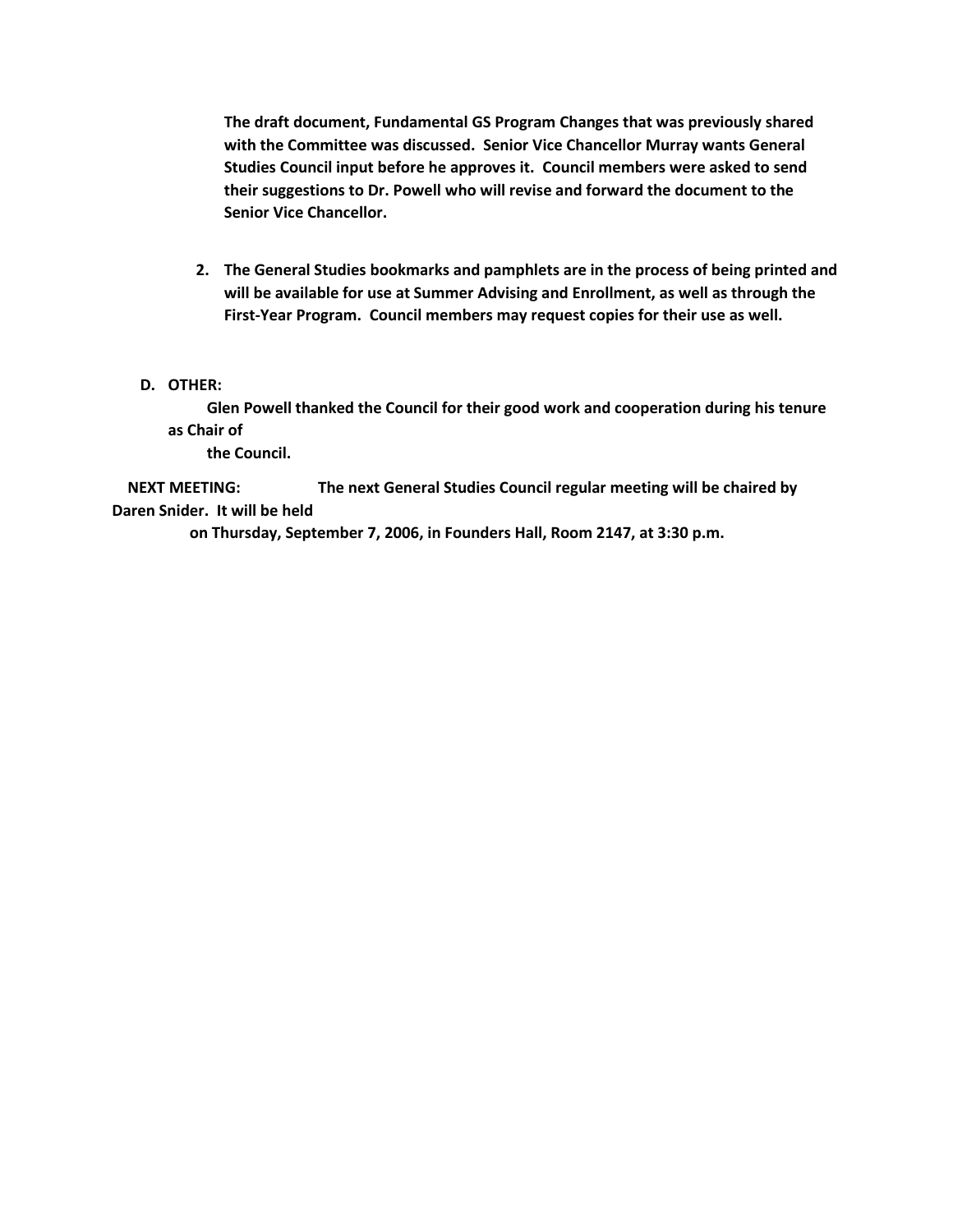**The draft document, Fundamental GS Program Changes that was previously shared with the Committee was discussed. Senior Vice Chancellor Murray wants General Studies Council input before he approves it. Council members were asked to send their suggestions to Dr. Powell who will revise and forward the document to the Senior Vice Chancellor.**

2. **The General Studies bookmarks and pamphlets are in the process of being printed and will be available for use at Summer Advising and Enrollment, as well as through the First-Year Program. Council members may request copies for their use as well.**

**D. OTHER:**

**Glen Powell thanked the Council for their good work and cooperation during his tenure as Chair of the Council.**

**NEXT MEETING:** **The next General Studies Council regular meeting will be chaired by Daren Snider. It will be held on Thursday, September 7, 2006, in Founders Hall, Room 2147, at 3:30 p.m.**